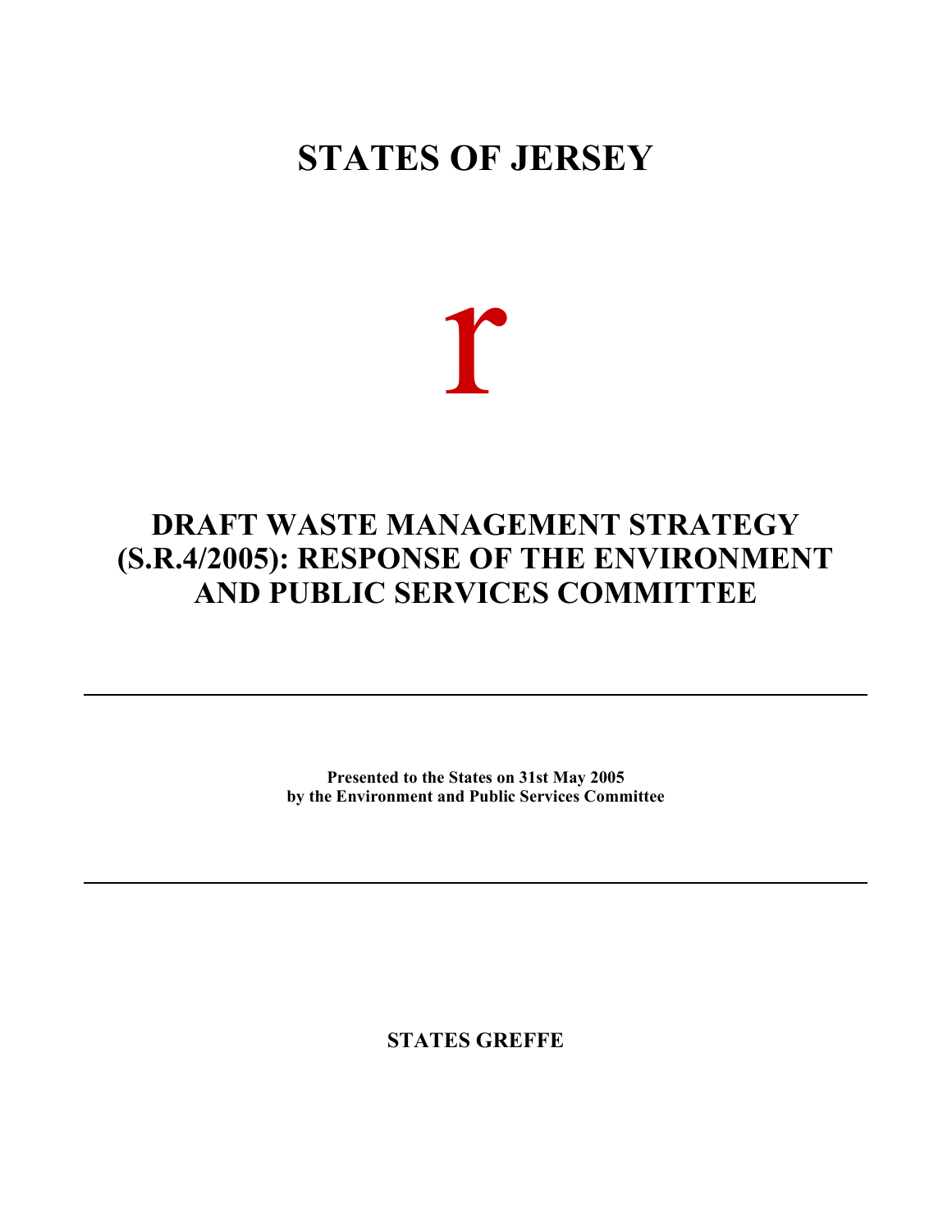# STATES OF JERSEY

r

# DRAFT WASTE MANAGEMENT STRATEGY (S.R.4/2005): RESPONSE OF THE ENVIRONMENT AND PUBLIC SERVICES COMMITTEE

---

**Presented to the States on 31st May 2005**
**by the Environment and Public Services Committee**

---

**STATES GREFFE**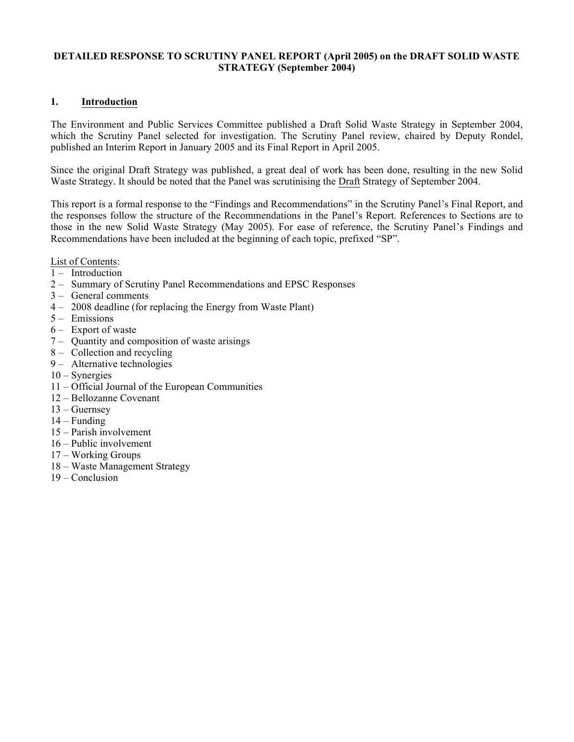**DETAILED RESPONSE TO SCRUTINY PANEL REPORT (April 2005) on the DRAFT SOLID WASTE STRATEGY (September 2004)**

## 1. Introduction

The Environment and Public Services Committee published a Draft Solid Waste Strategy in September 2004, which the Scrutiny Panel selected for investigation. The Scrutiny Panel review, chaired by Deputy Rondel, published an Interim Report in January 2005 and its Final Report in April 2005.

Since the original Draft Strategy was published, a great deal of work has been done, resulting in the new Solid Waste Strategy. It should be noted that the Panel was scrutinising the Draft Strategy of September 2004.

This report is a formal response to the "Findings and Recommendations" in the Scrutiny Panel's Final Report, and the responses follow the structure of the Recommendations in the Panel's Report. References to Sections are to those in the new Solid Waste Strategy (May 2005). For ease of reference, the Scrutiny Panel's Findings and Recommendations have been included at the beginning of each topic, prefixed "SP".

List of Contents:

1 – Introduction
2 – Summary of Scrutiny Panel Recommendations and EPSC Responses
3 – General comments
4 – 2008 deadline (for replacing the Energy from Waste Plant)
5 – Emissions
6 – Export of waste
7 – Quantity and composition of waste arisings
8 – Collection and recycling
9 – Alternative technologies
10 – Synergies
11 – Official Journal of the European Communities
12 – Bellozanne Covenant
13 – Guernsey
14 – Funding
15 – Parish involvement
16 – Public involvement
17 – Working Groups
18 – Waste Management Strategy
19 – Conclusion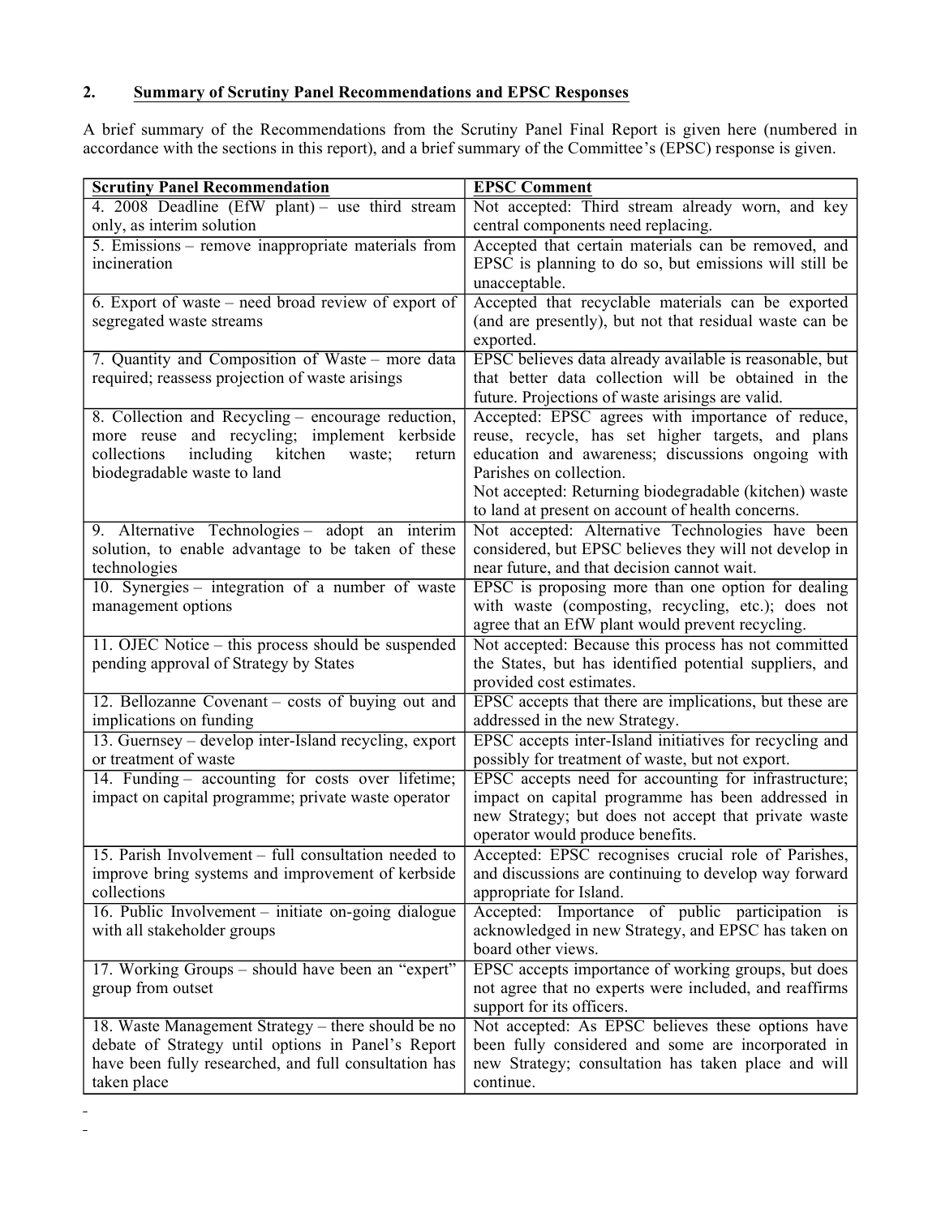## 2. Summary of Scrutiny Panel Recommendations and EPSC Responses

A brief summary of the Recommendations from the Scrutiny Panel Final Report is given here (numbered in accordance with the sections in this report), and a brief summary of the Committee's (EPSC) response is given.

| Scrutiny Panel Recommendation | EPSC Comment |
|---|---|
| 4. 2008 Deadline (EfW plant) – use third stream only, as interim solution | Not accepted: Third stream already worn, and key central components need replacing. |
| 5. Emissions – remove inappropriate materials from incineration | Accepted that certain materials can be removed, and EPSC is planning to do so, but emissions will still be unacceptable. |
| 6. Export of waste – need broad review of export of segregated waste streams | Accepted that recyclable materials can be exported (and are presently), but not that residual waste can be exported. |
| 7. Quantity and Composition of Waste – more data required; reassess projection of waste arisings | EPSC believes data already available is reasonable, but that better data collection will be obtained in the future. Projections of waste arisings are valid. |
| 8. Collection and Recycling – encourage reduction, more reuse and recycling; implement kerbside collections including kitchen waste; return biodegradable waste to land | Accepted: EPSC agrees with importance of reduce, reuse, recycle, has set higher targets, and plans education and awareness; discussions ongoing with Parishes on collection.<br>Not accepted: Returning biodegradable (kitchen) waste to land at present on account of health concerns. |
| 9. Alternative Technologies – adopt an interim solution, to enable advantage to be taken of these technologies | Not accepted: Alternative Technologies have been considered, but EPSC believes they will not develop in near future, and that decision cannot wait. |
| 10. Synergies – integration of a number of waste management options | EPSC is proposing more than one option for dealing with waste (composting, recycling, etc.); does not agree that an EfW plant would prevent recycling. |
| 11. OJEC Notice – this process should be suspended pending approval of Strategy by States | Not accepted: Because this process has not committed the States, but has identified potential suppliers, and provided cost estimates. |
| 12. Bellozanne Covenant – costs of buying out and implications on funding | EPSC accepts that there are implications, but these are addressed in the new Strategy. |
| 13. Guernsey – develop inter-Island recycling, export or treatment of waste | EPSC accepts inter-Island initiatives for recycling and possibly for treatment of waste, but not export. |
| 14. Funding – accounting for costs over lifetime; impact on capital programme; private waste operator | EPSC accepts need for accounting for infrastructure; impact on capital programme has been addressed in new Strategy; but does not accept that private waste operator would produce benefits. |
| 15. Parish Involvement – full consultation needed to improve bring systems and improvement of kerbside collections | Accepted: EPSC recognises crucial role of Parishes, and discussions are continuing to develop way forward appropriate for Island. |
| 16. Public Involvement – initiate on-going dialogue with all stakeholder groups | Accepted: Importance of public participation is acknowledged in new Strategy, and EPSC has taken on board other views. |
| 17. Working Groups – should have been an "expert" group from outset | EPSC accepts importance of working groups, but does not agree that no experts were included, and reaffirms support for its officers. |
| 18. Waste Management Strategy – there should be no debate of Strategy until options in Panel's Report have been fully researched, and full consultation has taken place | Not accepted: As EPSC believes these options have been fully considered and some are incorporated in new Strategy; consultation has taken place and will continue. |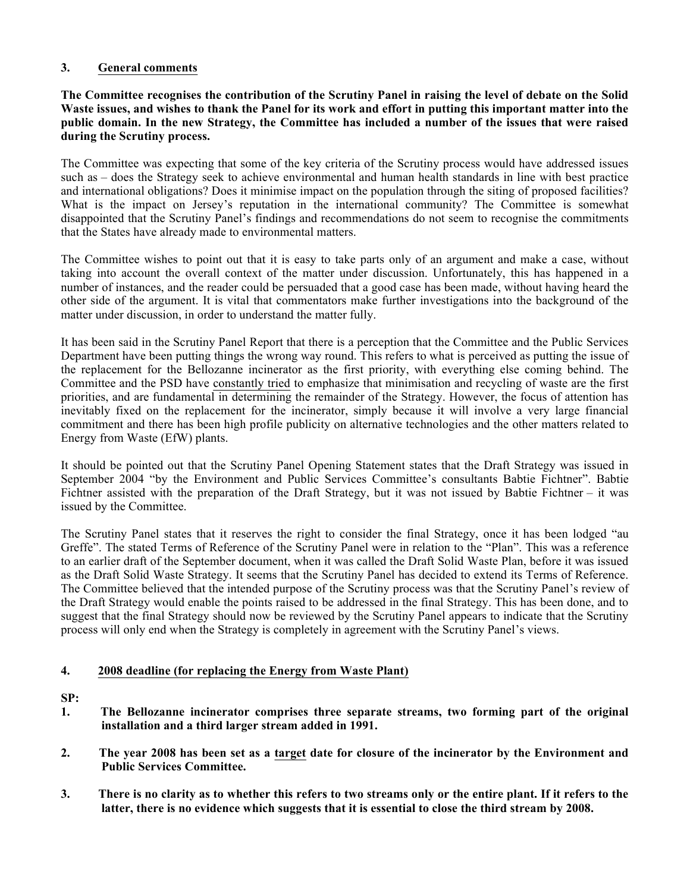## 3. General comments

**The Committee recognises the contribution of the Scrutiny Panel in raising the level of debate on the Solid Waste issues, and wishes to thank the Panel for its work and effort in putting this important matter into the public domain. In the new Strategy, the Committee has included a number of the issues that were raised during the Scrutiny process.**

The Committee was expecting that some of the key criteria of the Scrutiny process would have addressed issues such as – does the Strategy seek to achieve environmental and human health standards in line with best practice and international obligations? Does it minimise impact on the population through the siting of proposed facilities? What is the impact on Jersey's reputation in the international community? The Committee is somewhat disappointed that the Scrutiny Panel's findings and recommendations do not seem to recognise the commitments that the States have already made to environmental matters.

The Committee wishes to point out that it is easy to take parts only of an argument and make a case, without taking into account the overall context of the matter under discussion. Unfortunately, this has happened in a number of instances, and the reader could be persuaded that a good case has been made, without having heard the other side of the argument. It is vital that commentators make further investigations into the background of the matter under discussion, in order to understand the matter fully.

It has been said in the Scrutiny Panel Report that there is a perception that the Committee and the Public Services Department have been putting things the wrong way round. This refers to what is perceived as putting the issue of the replacement for the Bellozanne incinerator as the first priority, with everything else coming behind. The Committee and the PSD have constantly tried to emphasize that minimisation and recycling of waste are the first priorities, and are fundamental in determining the remainder of the Strategy. However, the focus of attention has inevitably fixed on the replacement for the incinerator, simply because it will involve a very large financial commitment and there has been high profile publicity on alternative technologies and the other matters related to Energy from Waste (EfW) plants.

It should be pointed out that the Scrutiny Panel Opening Statement states that the Draft Strategy was issued in September 2004 "by the Environment and Public Services Committee's consultants Babtie Fichtner". Babtie Fichtner assisted with the preparation of the Draft Strategy, but it was not issued by Babtie Fichtner – it was issued by the Committee.

The Scrutiny Panel states that it reserves the right to consider the final Strategy, once it has been lodged "au Greffe". The stated Terms of Reference of the Scrutiny Panel were in relation to the "Plan". This was a reference to an earlier draft of the September document, when it was called the Draft Solid Waste Plan, before it was issued as the Draft Solid Waste Strategy. It seems that the Scrutiny Panel has decided to extend its Terms of Reference. The Committee believed that the intended purpose of the Scrutiny process was that the Scrutiny Panel's review of the Draft Strategy would enable the points raised to be addressed in the final Strategy. This has been done, and to suggest that the final Strategy should now be reviewed by the Scrutiny Panel appears to indicate that the Scrutiny process will only end when the Strategy is completely in agreement with the Scrutiny Panel's views.

## 4. 2008 deadline (for replacing the Energy from Waste Plant)

**SP:**

1. **The Bellozanne incinerator comprises three separate streams, two forming part of the original installation and a third larger stream added in 1991.**

2. **The year 2008 has been set as a target date for closure of the incinerator by the Environment and Public Services Committee.**

3. **There is no clarity as to whether this refers to two streams only or the entire plant. If it refers to the latter, there is no evidence which suggests that it is essential to close the third stream by 2008.**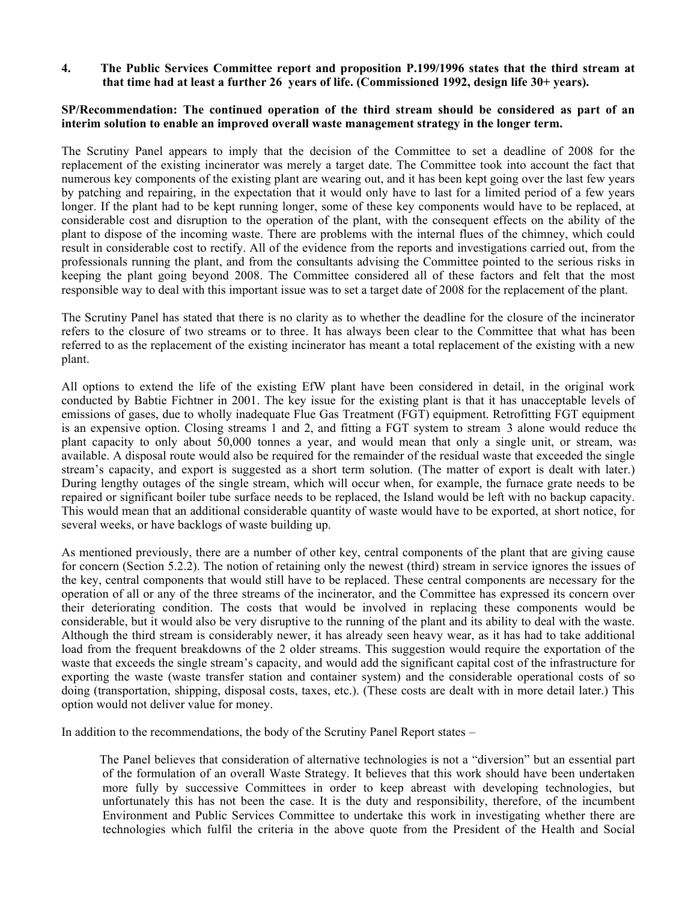**4. The Public Services Committee report and proposition P.199/1996 states that the third stream at that time had at least a further 26 years of life. (Commissioned 1992, design life 30+ years).**

**SP/Recommendation: The continued operation of the third stream should be considered as part of an interim solution to enable an improved overall waste management strategy in the longer term.**

The Scrutiny Panel appears to imply that the decision of the Committee to set a deadline of 2008 for the replacement of the existing incinerator was merely a target date. The Committee took into account the fact that numerous key components of the existing plant are wearing out, and it has been kept going over the last few years by patching and repairing, in the expectation that it would only have to last for a limited period of a few years longer. If the plant had to be kept running longer, some of these key components would have to be replaced, at considerable cost and disruption to the operation of the plant, with the consequent effects on the ability of the plant to dispose of the incoming waste. There are problems with the internal flues of the chimney, which could result in considerable cost to rectify. All of the evidence from the reports and investigations carried out, from the professionals running the plant, and from the consultants advising the Committee pointed to the serious risks in keeping the plant going beyond 2008. The Committee considered all of these factors and felt that the most responsible way to deal with this important issue was to set a target date of 2008 for the replacement of the plant.

The Scrutiny Panel has stated that there is no clarity as to whether the deadline for the closure of the incinerator refers to the closure of two streams or to three. It has always been clear to the Committee that what has been referred to as the replacement of the existing incinerator has meant a total replacement of the existing with a new plant.

All options to extend the life of the existing EfW plant have been considered in detail, in the original work conducted by Babtie Fichtner in 2001. The key issue for the existing plant is that it has unacceptable levels of emissions of gases, due to wholly inadequate Flue Gas Treatment (FGT) equipment. Retrofitting FGT equipment is an expensive option. Closing streams 1 and 2, and fitting a FGT system to stream 3 alone would reduce the plant capacity to only about 50,000 tonnes a year, and would mean that only a single unit, or stream, was available. A disposal route would also be required for the remainder of the residual waste that exceeded the single stream's capacity, and export is suggested as a short term solution. (The matter of export is dealt with later.) During lengthy outages of the single stream, which will occur when, for example, the furnace grate needs to be repaired or significant boiler tube surface needs to be replaced, the Island would be left with no backup capacity. This would mean that an additional considerable quantity of waste would have to be exported, at short notice, for several weeks, or have backlogs of waste building up.

As mentioned previously, there are a number of other key, central components of the plant that are giving cause for concern (Section 5.2.2). The notion of retaining only the newest (third) stream in service ignores the issues of the key, central components that would still have to be replaced. These central components are necessary for the operation of all or any of the three streams of the incinerator, and the Committee has expressed its concern over their deteriorating condition. The costs that would be involved in replacing these components would be considerable, but it would also be very disruptive to the running of the plant and its ability to deal with the waste. Although the third stream is considerably newer, it has already seen heavy wear, as it has had to take additional load from the frequent breakdowns of the 2 older streams. This suggestion would require the exportation of the waste that exceeds the single stream's capacity, and would add the significant capital cost of the infrastructure for exporting the waste (waste transfer station and container system) and the considerable operational costs of so doing (transportation, shipping, disposal costs, taxes, etc.). (These costs are dealt with in more detail later.) This option would not deliver value for money.

In addition to the recommendations, the body of the Scrutiny Panel Report states –

> The Panel believes that consideration of alternative technologies is not a "diversion" but an essential part of the formulation of an overall Waste Strategy. It believes that this work should have been undertaken more fully by successive Committees in order to keep abreast with developing technologies, but unfortunately this has not been the case. It is the duty and responsibility, therefore, of the incumbent Environment and Public Services Committee to undertake this work in investigating whether there are technologies which fulfil the criteria in the above quote from the President of the Health and Social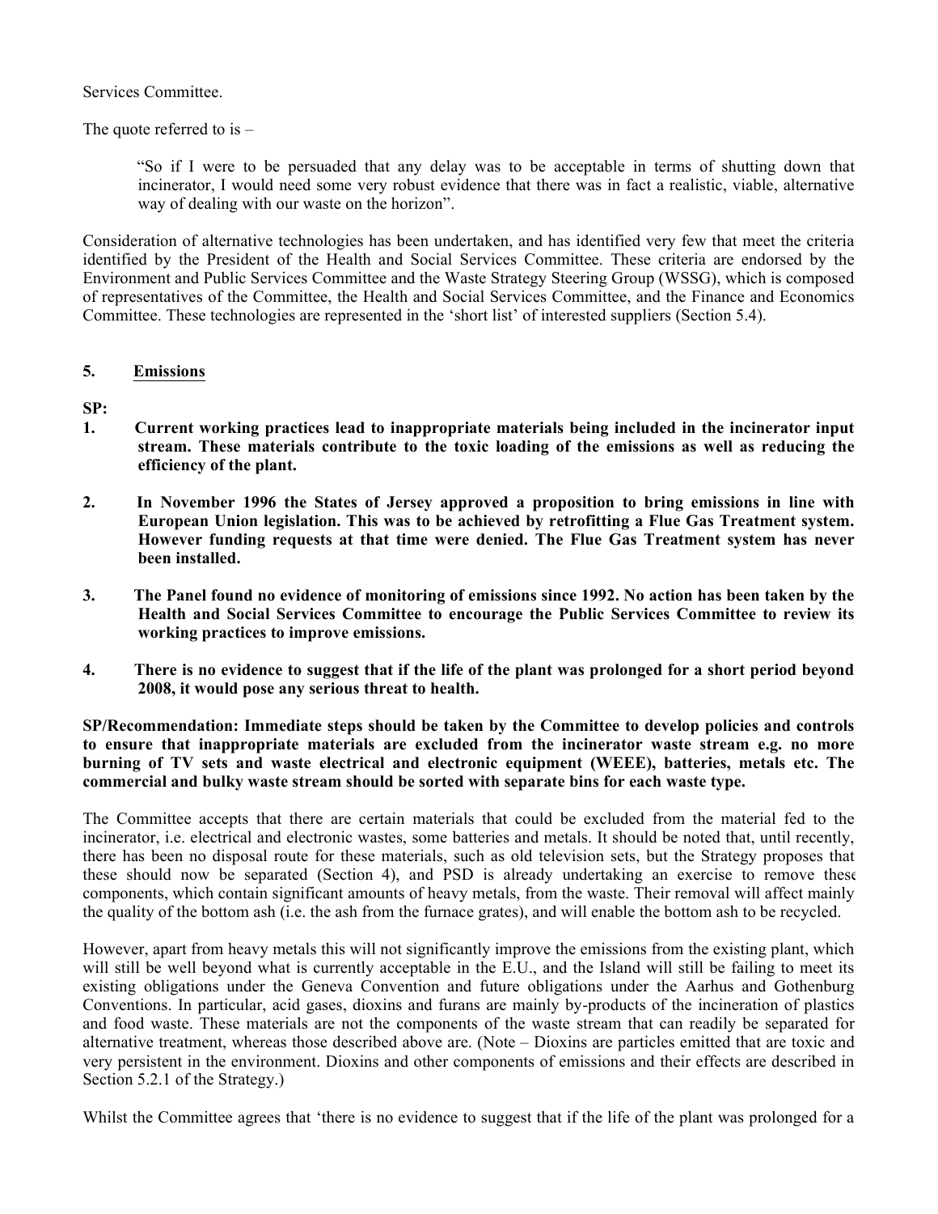Services Committee.

The quote referred to is –

> "So if I were to be persuaded that any delay was to be acceptable in terms of shutting down that incinerator, I would need some very robust evidence that there was in fact a realistic, viable, alternative way of dealing with our waste on the horizon".

Consideration of alternative technologies has been undertaken, and has identified very few that meet the criteria identified by the President of the Health and Social Services Committee. These criteria are endorsed by the Environment and Public Services Committee and the Waste Strategy Steering Group (WSSG), which is composed of representatives of the Committee, the Health and Social Services Committee, and the Finance and Economics Committee. These technologies are represented in the 'short list' of interested suppliers (Section 5.4).

## 5. Emissions

**SP:**

1. **Current working practices lead to inappropriate materials being included in the incinerator input stream. These materials contribute to the toxic loading of the emissions as well as reducing the efficiency of the plant.**

2. **In November 1996 the States of Jersey approved a proposition to bring emissions in line with European Union legislation. This was to be achieved by retrofitting a Flue Gas Treatment system. However funding requests at that time were denied. The Flue Gas Treatment system has never been installed.**

3. **The Panel found no evidence of monitoring of emissions since 1992. No action has been taken by the Health and Social Services Committee to encourage the Public Services Committee to review its working practices to improve emissions.**

4. **There is no evidence to suggest that if the life of the plant was prolonged for a short period beyond 2008, it would pose any serious threat to health.**

**SP/Recommendation: Immediate steps should be taken by the Committee to develop policies and controls to ensure that inappropriate materials are excluded from the incinerator waste stream e.g. no more burning of TV sets and waste electrical and electronic equipment (WEEE), batteries, metals etc. The commercial and bulky waste stream should be sorted with separate bins for each waste type.**

The Committee accepts that there are certain materials that could be excluded from the material fed to the incinerator, i.e. electrical and electronic wastes, some batteries and metals. It should be noted that, until recently, there has been no disposal route for these materials, such as old television sets, but the Strategy proposes that these should now be separated (Section 4), and PSD is already undertaking an exercise to remove these components, which contain significant amounts of heavy metals, from the waste. Their removal will affect mainly the quality of the bottom ash (i.e. the ash from the furnace grates), and will enable the bottom ash to be recycled.

However, apart from heavy metals this will not significantly improve the emissions from the existing plant, which will still be well beyond what is currently acceptable in the E.U., and the Island will still be failing to meet its existing obligations under the Geneva Convention and future obligations under the Aarhus and Gothenburg Conventions. In particular, acid gases, dioxins and furans are mainly by-products of the incineration of plastics and food waste. These materials are not the components of the waste stream that can readily be separated for alternative treatment, whereas those described above are. (Note – Dioxins are particles emitted that are toxic and very persistent in the environment. Dioxins and other components of emissions and their effects are described in Section 5.2.1 of the Strategy.)

Whilst the Committee agrees that 'there is no evidence to suggest that if the life of the plant was prolonged for a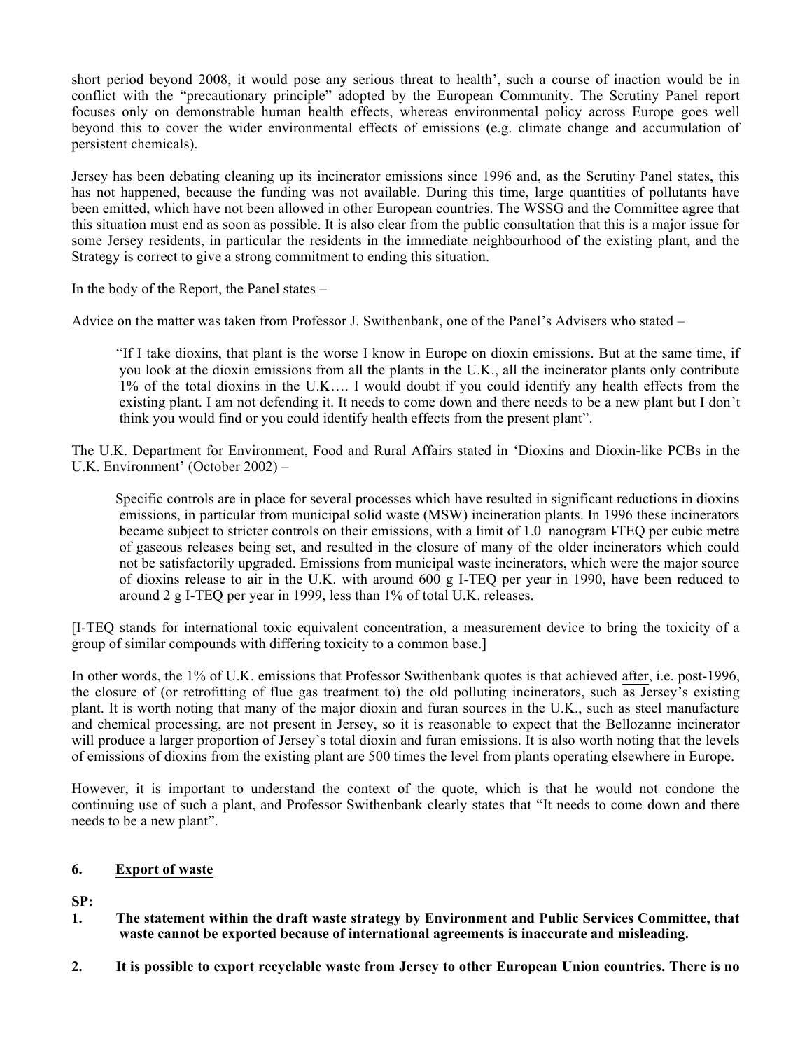short period beyond 2008, it would pose any serious threat to health', such a course of inaction would be in conflict with the "precautionary principle" adopted by the European Community. The Scrutiny Panel report focuses only on demonstrable human health effects, whereas environmental policy across Europe goes well beyond this to cover the wider environmental effects of emissions (e.g. climate change and accumulation of persistent chemicals).

Jersey has been debating cleaning up its incinerator emissions since 1996 and, as the Scrutiny Panel states, this has not happened, because the funding was not available. During this time, large quantities of pollutants have been emitted, which have not been allowed in other European countries. The WSSG and the Committee agree that this situation must end as soon as possible. It is also clear from the public consultation that this is a major issue for some Jersey residents, in particular the residents in the immediate neighbourhood of the existing plant, and the Strategy is correct to give a strong commitment to ending this situation.

In the body of the Report, the Panel states –

Advice on the matter was taken from Professor J. Swithenbank, one of the Panel's Advisers who stated –

> "If I take dioxins, that plant is the worse I know in Europe on dioxin emissions. But at the same time, if you look at the dioxin emissions from all the plants in the U.K., all the incinerator plants only contribute 1% of the total dioxins in the U.K…. I would doubt if you could identify any health effects from the existing plant. I am not defending it. It needs to come down and there needs to be a new plant but I don't think you would find or you could identify health effects from the present plant".

The U.K. Department for Environment, Food and Rural Affairs stated in 'Dioxins and Dioxin-like PCBs in the U.K. Environment' (October 2002) –

> Specific controls are in place for several processes which have resulted in significant reductions in dioxins emissions, in particular from municipal solid waste (MSW) incineration plants. In 1996 these incinerators became subject to stricter controls on their emissions, with a limit of 1.0 nanogram I-TEQ per cubic metre of gaseous releases being set, and resulted in the closure of many of the older incinerators which could not be satisfactorily upgraded. Emissions from municipal waste incinerators, which were the major source of dioxins release to air in the U.K. with around 600 g I-TEQ per year in 1990, have been reduced to around 2 g I-TEQ per year in 1999, less than 1% of total U.K. releases.

[I-TEQ stands for international toxic equivalent concentration, a measurement device to bring the toxicity of a group of similar compounds with differing toxicity to a common base.]

In other words, the 1% of U.K. emissions that Professor Swithenbank quotes is that achieved after, i.e. post-1996, the closure of (or retrofitting of flue gas treatment to) the old polluting incinerators, such as Jersey's existing plant. It is worth noting that many of the major dioxin and furan sources in the U.K., such as steel manufacture and chemical processing, are not present in Jersey, so it is reasonable to expect that the Bellozanne incinerator will produce a larger proportion of Jersey's total dioxin and furan emissions. It is also worth noting that the levels of emissions of dioxins from the existing plant are 500 times the level from plants operating elsewhere in Europe.

However, it is important to understand the context of the quote, which is that he would not condone the continuing use of such a plant, and Professor Swithenbank clearly states that "It needs to come down and there needs to be a new plant".

## 6. Export of waste

**SP:**

1. **The statement within the draft waste strategy by Environment and Public Services Committee, that waste cannot be exported because of international agreements is inaccurate and misleading.**

2. **It is possible to export recyclable waste from Jersey to other European Union countries. There is no**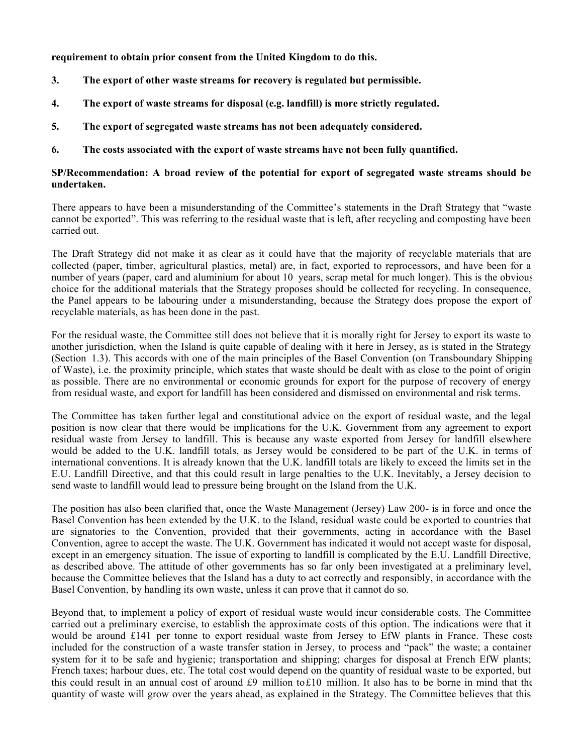**requirement to obtain prior consent from the United Kingdom to do this.**

3. **The export of other waste streams for recovery is regulated but permissible.**

4. **The export of waste streams for disposal (e.g. landfill) is more strictly regulated.**

5. **The export of segregated waste streams has not been adequately considered.**

6. **The costs associated with the export of waste streams have not been fully quantified.**

**SP/Recommendation: A broad review of the potential for export of segregated waste streams should be undertaken.**

There appears to have been a misunderstanding of the Committee's statements in the Draft Strategy that "waste cannot be exported". This was referring to the residual waste that is left, after recycling and composting have been carried out.

The Draft Strategy did not make it as clear as it could have that the majority of recyclable materials that are collected (paper, timber, agricultural plastics, metal) are, in fact, exported to reprocessors, and have been for a number of years (paper, card and aluminium for about 10 years, scrap metal for much longer). This is the obvious choice for the additional materials that the Strategy proposes should be collected for recycling. In consequence, the Panel appears to be labouring under a misunderstanding, because the Strategy does propose the export of recyclable materials, as has been done in the past.

For the residual waste, the Committee still does not believe that it is morally right for Jersey to export its waste to another jurisdiction, when the Island is quite capable of dealing with it here in Jersey, as is stated in the Strategy (Section 1.3). This accords with one of the main principles of the Basel Convention (on Transboundary Shipping of Waste), i.e. the proximity principle, which states that waste should be dealt with as close to the point of origin as possible. There are no environmental or economic grounds for export for the purpose of recovery of energy from residual waste, and export for landfill has been considered and dismissed on environmental and risk terms.

The Committee has taken further legal and constitutional advice on the export of residual waste, and the legal position is now clear that there would be implications for the U.K. Government from any agreement to export residual waste from Jersey to landfill. This is because any waste exported from Jersey for landfill elsewhere would be added to the U.K. landfill totals, as Jersey would be considered to be part of the U.K. in terms of international conventions. It is already known that the U.K. landfill totals are likely to exceed the limits set in the E.U. Landfill Directive, and that this could result in large penalties to the U.K. Inevitably, a Jersey decision to send waste to landfill would lead to pressure being brought on the Island from the U.K.

The position has also been clarified that, once the Waste Management (Jersey) Law 200- is in force and once the Basel Convention has been extended by the U.K. to the Island, residual waste could be exported to countries that are signatories to the Convention, provided that their governments, acting in accordance with the Basel Convention, agree to accept the waste. The U.K. Government has indicated it would not accept waste for disposal, except in an emergency situation. The issue of exporting to landfill is complicated by the E.U. Landfill Directive, as described above. The attitude of other governments has so far only been investigated at a preliminary level, because the Committee believes that the Island has a duty to act correctly and responsibly, in accordance with the Basel Convention, by handling its own waste, unless it can prove that it cannot do so.

Beyond that, to implement a policy of export of residual waste would incur considerable costs. The Committee carried out a preliminary exercise, to establish the approximate costs of this option. The indications were that it would be around £141 per tonne to export residual waste from Jersey to EfW plants in France. These costs included for the construction of a waste transfer station in Jersey, to process and "pack" the waste; a container system for it to be safe and hygienic; transportation and shipping; charges for disposal at French EfW plants; French taxes; harbour dues, etc. The total cost would depend on the quantity of residual waste to be exported, but this could result in an annual cost of around £9 million to £10 million. It also has to be borne in mind that the quantity of waste will grow over the years ahead, as explained in the Strategy. The Committee believes that this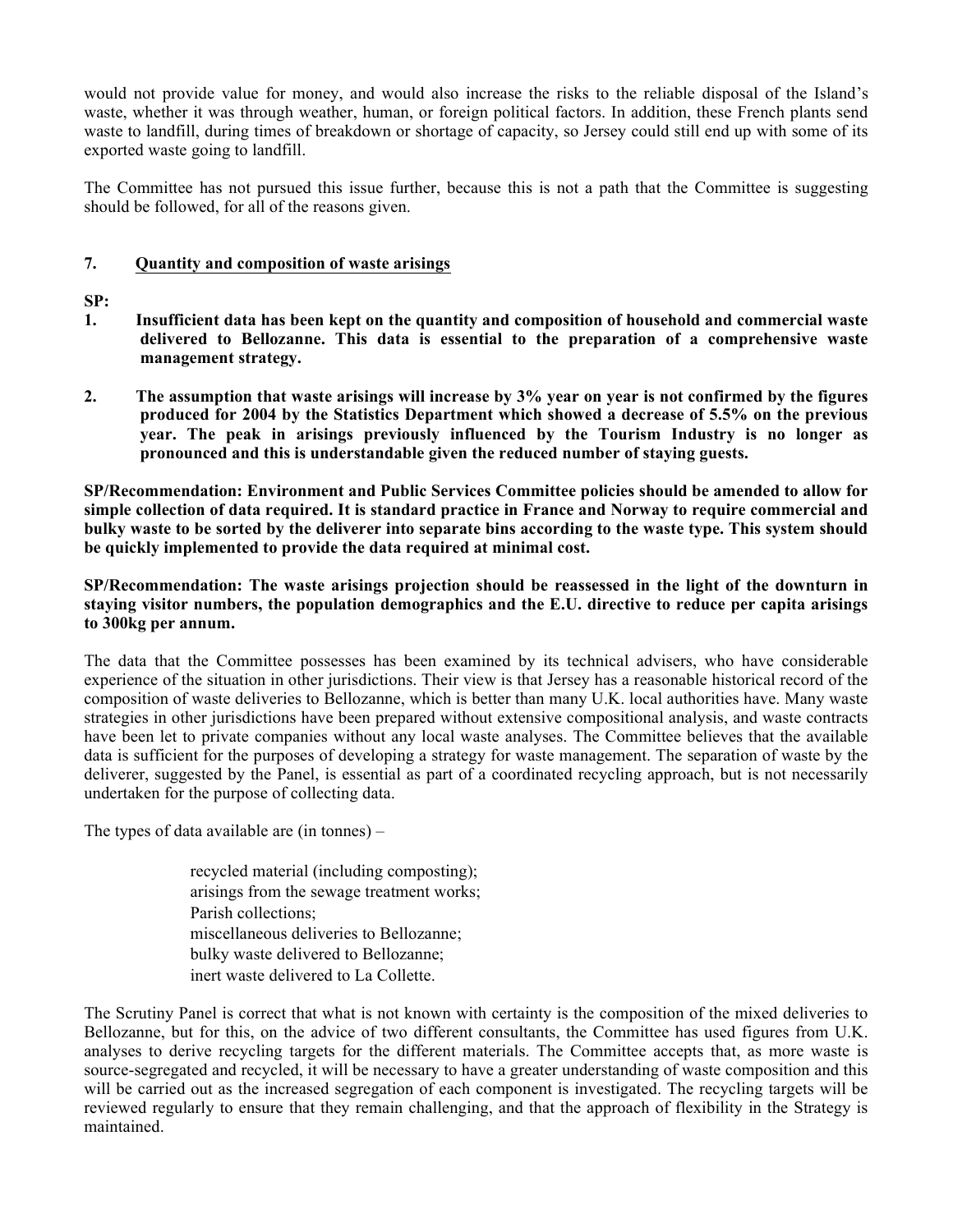would not provide value for money, and would also increase the risks to the reliable disposal of the Island's waste, whether it was through weather, human, or foreign political factors. In addition, these French plants send waste to landfill, during times of breakdown or shortage of capacity, so Jersey could still end up with some of its exported waste going to landfill.

The Committee has not pursued this issue further, because this is not a path that the Committee is suggesting should be followed, for all of the reasons given.

## 7. Quantity and composition of waste arisings

**SP:**

1. **Insufficient data has been kept on the quantity and composition of household and commercial waste delivered to Bellozanne. This data is essential to the preparation of a comprehensive waste management strategy.**

2. **The assumption that waste arisings will increase by 3% year on year is not confirmed by the figures produced for 2004 by the Statistics Department which showed a decrease of 5.5% on the previous year. The peak in arisings previously influenced by the Tourism Industry is no longer as pronounced and this is understandable given the reduced number of staying guests.**

**SP/Recommendation: Environment and Public Services Committee policies should be amended to allow for simple collection of data required. It is standard practice in France and Norway to require commercial and bulky waste to be sorted by the deliverer into separate bins according to the waste type. This system should be quickly implemented to provide the data required at minimal cost.**

**SP/Recommendation: The waste arisings projection should be reassessed in the light of the downturn in staying visitor numbers, the population demographics and the E.U. directive to reduce per capita arisings to 300kg per annum.**

The data that the Committee possesses has been examined by its technical advisers, who have considerable experience of the situation in other jurisdictions. Their view is that Jersey has a reasonable historical record of the composition of waste deliveries to Bellozanne, which is better than many U.K. local authorities have. Many waste strategies in other jurisdictions have been prepared without extensive compositional analysis, and waste contracts have been let to private companies without any local waste analyses. The Committee believes that the available data is sufficient for the purposes of developing a strategy for waste management. The separation of waste by the deliverer, suggested by the Panel, is essential as part of a coordinated recycling approach, but is not necessarily undertaken for the purpose of collecting data.

The types of data available are (in tonnes) –

recycled material (including composting);
arisings from the sewage treatment works;
Parish collections;
miscellaneous deliveries to Bellozanne;
bulky waste delivered to Bellozanne;
inert waste delivered to La Collette.

The Scrutiny Panel is correct that what is not known with certainty is the composition of the mixed deliveries to Bellozanne, but for this, on the advice of two different consultants, the Committee has used figures from U.K. analyses to derive recycling targets for the different materials. The Committee accepts that, as more waste is source-segregated and recycled, it will be necessary to have a greater understanding of waste composition and this will be carried out as the increased segregation of each component is investigated. The recycling targets will be reviewed regularly to ensure that they remain challenging, and that the approach of flexibility in the Strategy is maintained.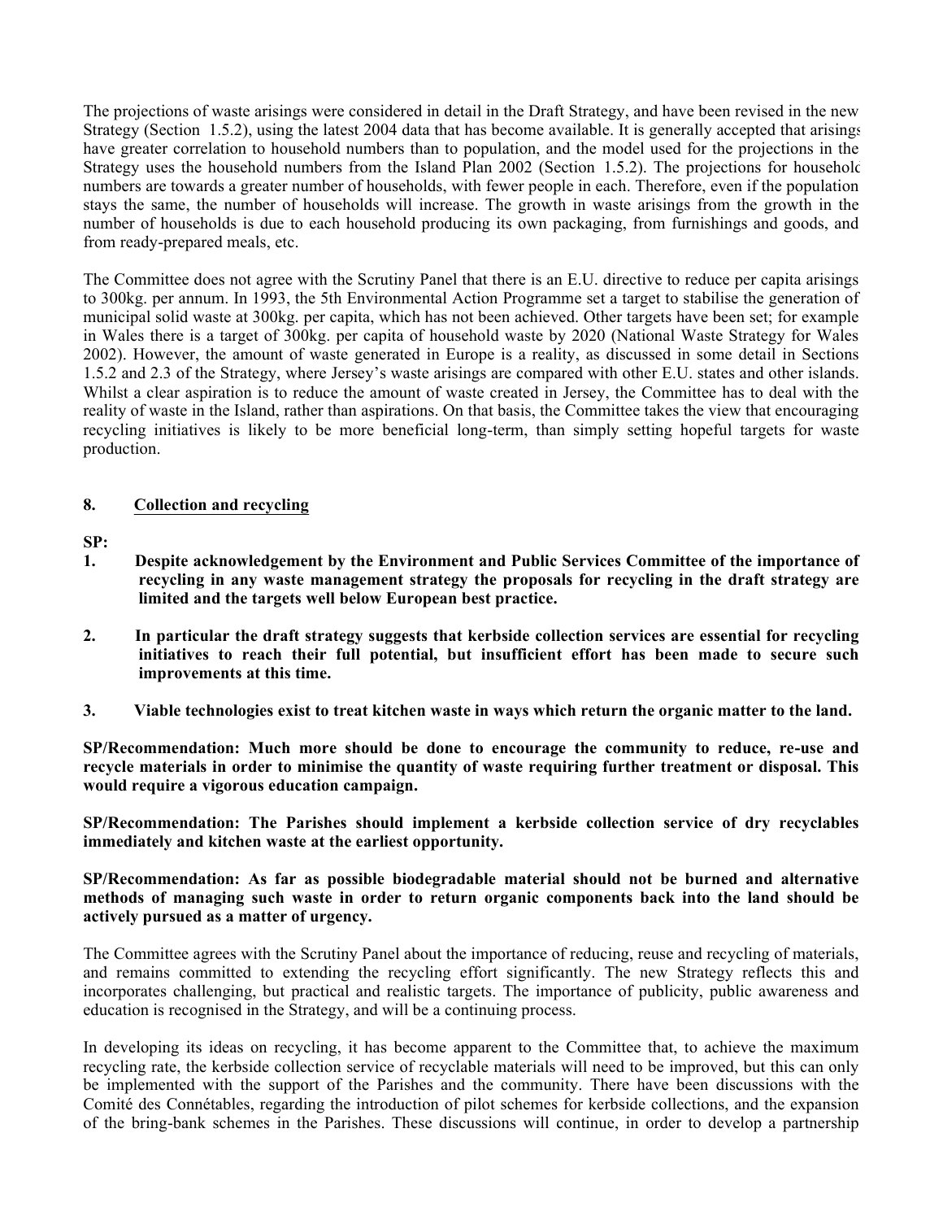The projections of waste arisings were considered in detail in the Draft Strategy, and have been revised in the new Strategy (Section 1.5.2), using the latest 2004 data that has become available. It is generally accepted that arisings have greater correlation to household numbers than to population, and the model used for the projections in the Strategy uses the household numbers from the Island Plan 2002 (Section 1.5.2). The projections for household numbers are towards a greater number of households, with fewer people in each. Therefore, even if the population stays the same, the number of households will increase. The growth in waste arisings from the growth in the number of households is due to each household producing its own packaging, from furnishings and goods, and from ready-prepared meals, etc.

The Committee does not agree with the Scrutiny Panel that there is an E.U. directive to reduce per capita arisings to 300kg. per annum. In 1993, the 5th Environmental Action Programme set a target to stabilise the generation of municipal solid waste at 300kg. per capita, which has not been achieved. Other targets have been set; for example in Wales there is a target of 300kg. per capita of household waste by 2020 (National Waste Strategy for Wales 2002). However, the amount of waste generated in Europe is a reality, as discussed in some detail in Sections 1.5.2 and 2.3 of the Strategy, where Jersey's waste arisings are compared with other E.U. states and other islands. Whilst a clear aspiration is to reduce the amount of waste created in Jersey, the Committee has to deal with the reality of waste in the Island, rather than aspirations. On that basis, the Committee takes the view that encouraging recycling initiatives is likely to be more beneficial long-term, than simply setting hopeful targets for waste production.

## 8. Collection and recycling

**SP:**

1. **Despite acknowledgement by the Environment and Public Services Committee of the importance of recycling in any waste management strategy the proposals for recycling in the draft strategy are limited and the targets well below European best practice.**

2. **In particular the draft strategy suggests that kerbside collection services are essential for recycling initiatives to reach their full potential, but insufficient effort has been made to secure such improvements at this time.**

3. **Viable technologies exist to treat kitchen waste in ways which return the organic matter to the land.**

**SP/Recommendation: Much more should be done to encourage the community to reduce, re-use and recycle materials in order to minimise the quantity of waste requiring further treatment or disposal. This would require a vigorous education campaign.**

**SP/Recommendation: The Parishes should implement a kerbside collection service of dry recyclables immediately and kitchen waste at the earliest opportunity.**

**SP/Recommendation: As far as possible biodegradable material should not be burned and alternative methods of managing such waste in order to return organic components back into the land should be actively pursued as a matter of urgency.**

The Committee agrees with the Scrutiny Panel about the importance of reducing, reuse and recycling of materials, and remains committed to extending the recycling effort significantly. The new Strategy reflects this and incorporates challenging, but practical and realistic targets. The importance of publicity, public awareness and education is recognised in the Strategy, and will be a continuing process.

In developing its ideas on recycling, it has become apparent to the Committee that, to achieve the maximum recycling rate, the kerbside collection service of recyclable materials will need to be improved, but this can only be implemented with the support of the Parishes and the community. There have been discussions with the Comité des Connétables, regarding the introduction of pilot schemes for kerbside collections, and the expansion of the bring-bank schemes in the Parishes. These discussions will continue, in order to develop a partnership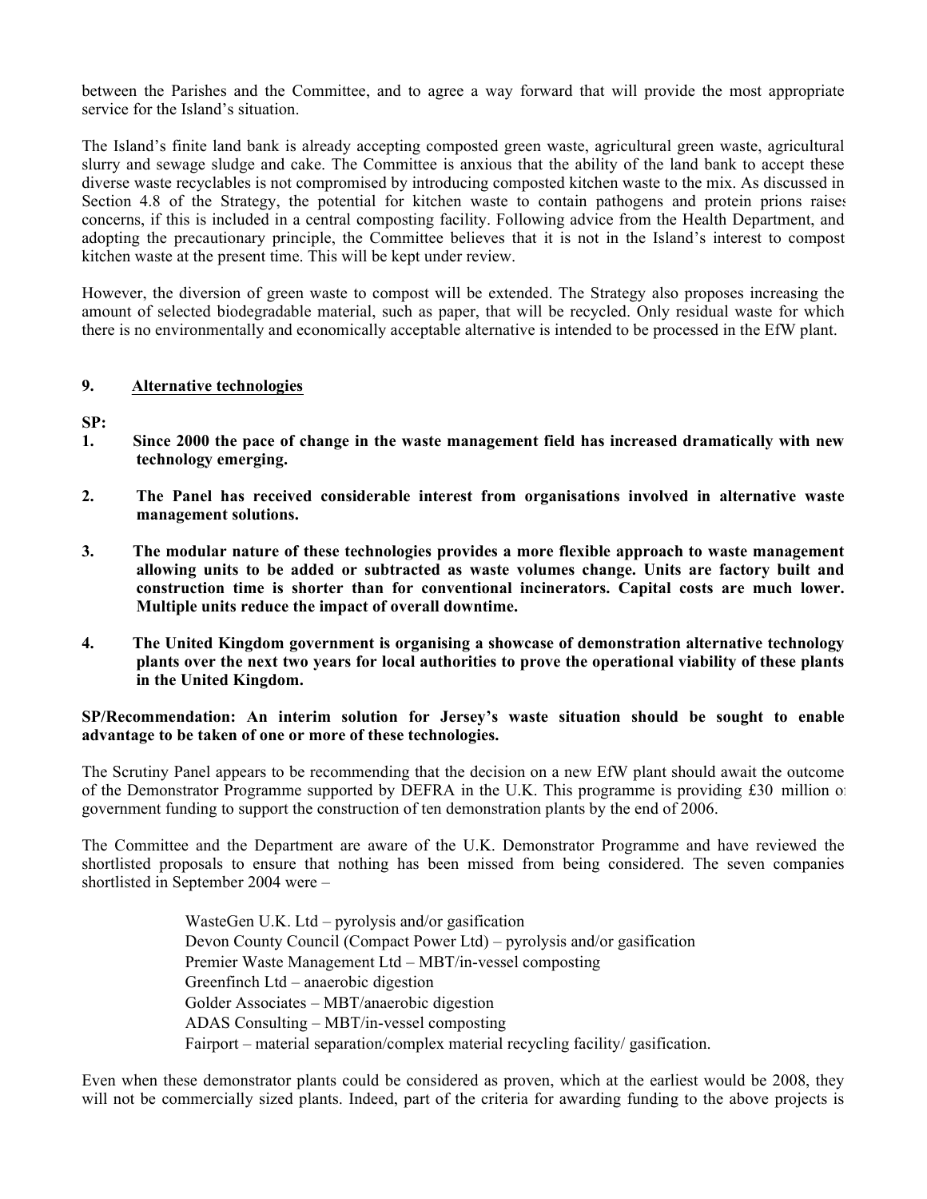between the Parishes and the Committee, and to agree a way forward that will provide the most appropriate service for the Island's situation.

The Island's finite land bank is already accepting composted green waste, agricultural green waste, agricultural slurry and sewage sludge and cake. The Committee is anxious that the ability of the land bank to accept these diverse waste recyclables is not compromised by introducing composted kitchen waste to the mix. As discussed in Section 4.8 of the Strategy, the potential for kitchen waste to contain pathogens and protein prions raises concerns, if this is included in a central composting facility. Following advice from the Health Department, and adopting the precautionary principle, the Committee believes that it is not in the Island's interest to compost kitchen waste at the present time. This will be kept under review.

However, the diversion of green waste to compost will be extended. The Strategy also proposes increasing the amount of selected biodegradable material, such as paper, that will be recycled. Only residual waste for which there is no environmentally and economically acceptable alternative is intended to be processed in the EfW plant.

## 9. Alternative technologies

**SP:**

1. **Since 2000 the pace of change in the waste management field has increased dramatically with new technology emerging.**

2. **The Panel has received considerable interest from organisations involved in alternative waste management solutions.**

3. **The modular nature of these technologies provides a more flexible approach to waste management allowing units to be added or subtracted as waste volumes change. Units are factory built and construction time is shorter than for conventional incinerators. Capital costs are much lower. Multiple units reduce the impact of overall downtime.**

4. **The United Kingdom government is organising a showcase of demonstration alternative technology plants over the next two years for local authorities to prove the operational viability of these plants in the United Kingdom.**

**SP/Recommendation: An interim solution for Jersey's waste situation should be sought to enable advantage to be taken of one or more of these technologies.**

The Scrutiny Panel appears to be recommending that the decision on a new EfW plant should await the outcome of the Demonstrator Programme supported by DEFRA in the U.K. This programme is providing £30 million of government funding to support the construction of ten demonstration plants by the end of 2006.

The Committee and the Department are aware of the U.K. Demonstrator Programme and have reviewed the shortlisted proposals to ensure that nothing has been missed from being considered. The seven companies shortlisted in September 2004 were –

WasteGen U.K. Ltd – pyrolysis and/or gasification
Devon County Council (Compact Power Ltd) – pyrolysis and/or gasification
Premier Waste Management Ltd – MBT/in-vessel composting
Greenfinch Ltd – anaerobic digestion
Golder Associates – MBT/anaerobic digestion
ADAS Consulting – MBT/in-vessel composting
Fairport – material separation/complex material recycling facility/ gasification.

Even when these demonstrator plants could be considered as proven, which at the earliest would be 2008, they will not be commercially sized plants. Indeed, part of the criteria for awarding funding to the above projects is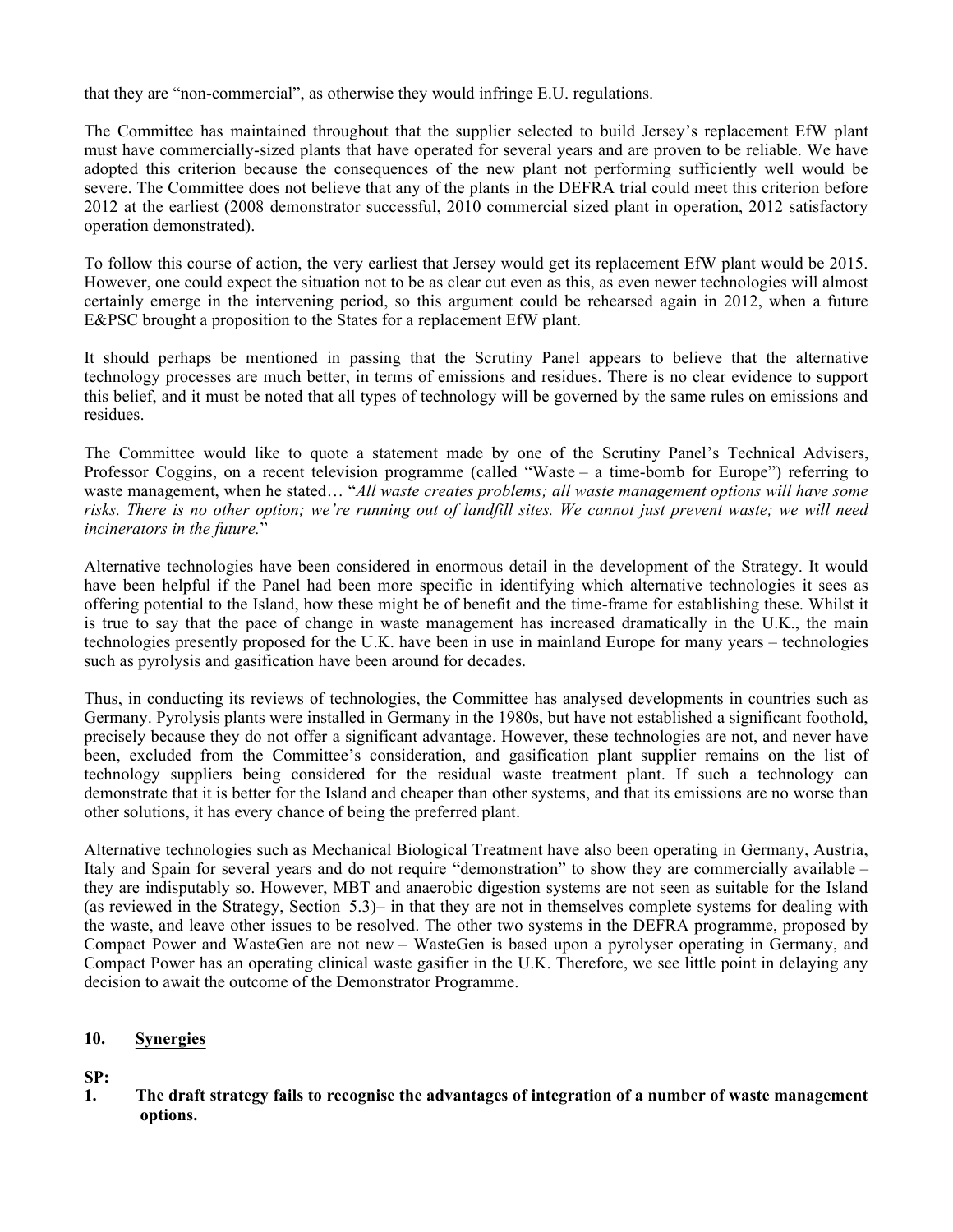that they are "non-commercial", as otherwise they would infringe E.U. regulations.

The Committee has maintained throughout that the supplier selected to build Jersey's replacement EfW plant must have commercially-sized plants that have operated for several years and are proven to be reliable. We have adopted this criterion because the consequences of the new plant not performing sufficiently well would be severe. The Committee does not believe that any of the plants in the DEFRA trial could meet this criterion before 2012 at the earliest (2008 demonstrator successful, 2010 commercial sized plant in operation, 2012 satisfactory operation demonstrated).

To follow this course of action, the very earliest that Jersey would get its replacement EfW plant would be 2015. However, one could expect the situation not to be as clear cut even as this, as even newer technologies will almost certainly emerge in the intervening period, so this argument could be rehearsed again in 2012, when a future E&PSC brought a proposition to the States for a replacement EfW plant.

It should perhaps be mentioned in passing that the Scrutiny Panel appears to believe that the alternative technology processes are much better, in terms of emissions and residues. There is no clear evidence to support this belief, and it must be noted that all types of technology will be governed by the same rules on emissions and residues.

The Committee would like to quote a statement made by one of the Scrutiny Panel's Technical Advisers, Professor Coggins, on a recent television programme (called "Waste – a time-bomb for Europe") referring to waste management, when he stated… "*All waste creates problems; all waste management options will have some risks. There is no other option; we're running out of landfill sites. We cannot just prevent waste; we will need incinerators in the future.*"

Alternative technologies have been considered in enormous detail in the development of the Strategy. It would have been helpful if the Panel had been more specific in identifying which alternative technologies it sees as offering potential to the Island, how these might be of benefit and the time-frame for establishing these. Whilst it is true to say that the pace of change in waste management has increased dramatically in the U.K., the main technologies presently proposed for the U.K. have been in use in mainland Europe for many years – technologies such as pyrolysis and gasification have been around for decades.

Thus, in conducting its reviews of technologies, the Committee has analysed developments in countries such as Germany. Pyrolysis plants were installed in Germany in the 1980s, but have not established a significant foothold, precisely because they do not offer a significant advantage. However, these technologies are not, and never have been, excluded from the Committee's consideration, and gasification plant supplier remains on the list of technology suppliers being considered for the residual waste treatment plant. If such a technology can demonstrate that it is better for the Island and cheaper than other systems, and that its emissions are no worse than other solutions, it has every chance of being the preferred plant.

Alternative technologies such as Mechanical Biological Treatment have also been operating in Germany, Austria, Italy and Spain for several years and do not require "demonstration" to show they are commercially available – they are indisputably so. However, MBT and anaerobic digestion systems are not seen as suitable for the Island (as reviewed in the Strategy, Section 5.3)– in that they are not in themselves complete systems for dealing with the waste, and leave other issues to be resolved. The other two systems in the DEFRA programme, proposed by Compact Power and WasteGen are not new – WasteGen is based upon a pyrolyser operating in Germany, and Compact Power has an operating clinical waste gasifier in the U.K. Therefore, we see little point in delaying any decision to await the outcome of the Demonstrator Programme.

## 10. Synergies

**SP:**

**1. The draft strategy fails to recognise the advantages of integration of a number of waste management options.**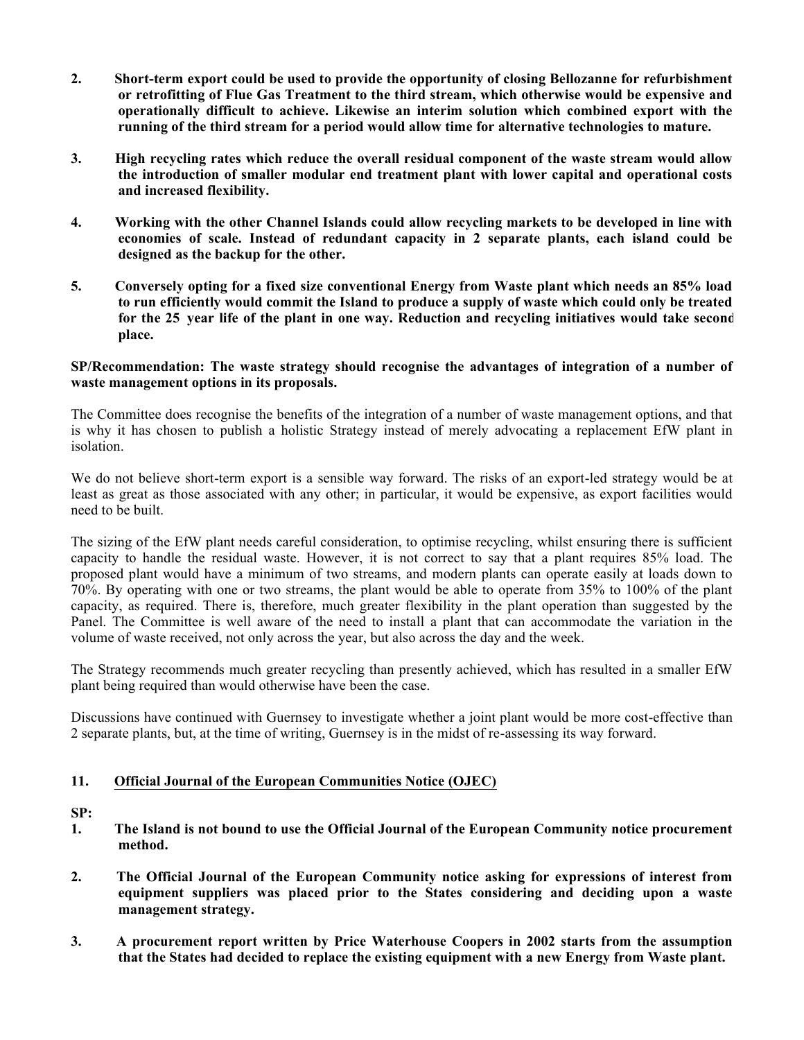**2. Short-term export could be used to provide the opportunity of closing Bellozanne for refurbishment or retrofitting of Flue Gas Treatment to the third stream, which otherwise would be expensive and operationally difficult to achieve. Likewise an interim solution which combined export with the running of the third stream for a period would allow time for alternative technologies to mature.**

**3. High recycling rates which reduce the overall residual component of the waste stream would allow the introduction of smaller modular end treatment plant with lower capital and operational costs and increased flexibility.**

**4. Working with the other Channel Islands could allow recycling markets to be developed in line with economies of scale. Instead of redundant capacity in 2 separate plants, each island could be designed as the backup for the other.**

**5. Conversely opting for a fixed size conventional Energy from Waste plant which needs an 85% load to run efficiently would commit the Island to produce a supply of waste which could only be treated for the 25 year life of the plant in one way. Reduction and recycling initiatives would take second place.**

**SP/Recommendation: The waste strategy should recognise the advantages of integration of a number of waste management options in its proposals.**

The Committee does recognise the benefits of the integration of a number of waste management options, and that is why it has chosen to publish a holistic Strategy instead of merely advocating a replacement EfW plant in isolation.

We do not believe short-term export is a sensible way forward. The risks of an export-led strategy would be at least as great as those associated with any other; in particular, it would be expensive, as export facilities would need to be built.

The sizing of the EfW plant needs careful consideration, to optimise recycling, whilst ensuring there is sufficient capacity to handle the residual waste. However, it is not correct to say that a plant requires 85% load. The proposed plant would have a minimum of two streams, and modern plants can operate easily at loads down to 70%. By operating with one or two streams, the plant would be able to operate from 35% to 100% of the plant capacity, as required. There is, therefore, much greater flexibility in the plant operation than suggested by the Panel. The Committee is well aware of the need to install a plant that can accommodate the variation in the volume of waste received, not only across the year, but also across the day and the week.

The Strategy recommends much greater recycling than presently achieved, which has resulted in a smaller EfW plant being required than would otherwise have been the case.

Discussions have continued with Guernsey to investigate whether a joint plant would be more cost-effective than 2 separate plants, but, at the time of writing, Guernsey is in the midst of re-assessing its way forward.

## 11. Official Journal of the European Communities Notice (OJEC)

**SP:**

**1. The Island is not bound to use the Official Journal of the European Community notice procurement method.**

**2. The Official Journal of the European Community notice asking for expressions of interest from equipment suppliers was placed prior to the States considering and deciding upon a waste management strategy.**

**3. A procurement report written by Price Waterhouse Coopers in 2002 starts from the assumption that the States had decided to replace the existing equipment with a new Energy from Waste plant.**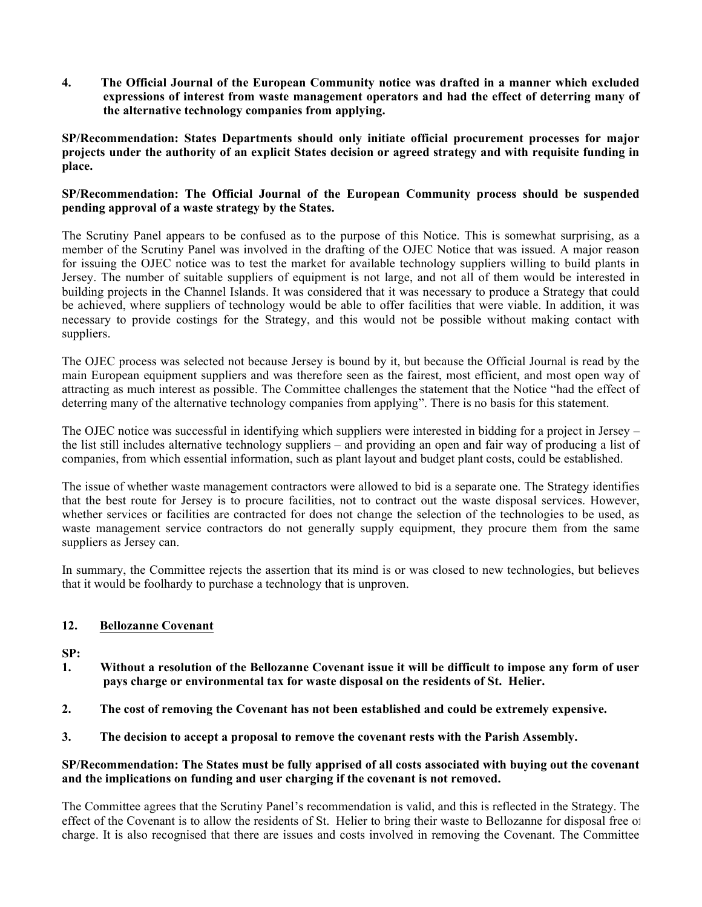**4. The Official Journal of the European Community notice was drafted in a manner which excluded expressions of interest from waste management operators and had the effect of deterring many of the alternative technology companies from applying.**

**SP/Recommendation: States Departments should only initiate official procurement processes for major projects under the authority of an explicit States decision or agreed strategy and with requisite funding in place.**

**SP/Recommendation: The Official Journal of the European Community process should be suspended pending approval of a waste strategy by the States.**

The Scrutiny Panel appears to be confused as to the purpose of this Notice. This is somewhat surprising, as a member of the Scrutiny Panel was involved in the drafting of the OJEC Notice that was issued. A major reason for issuing the OJEC notice was to test the market for available technology suppliers willing to build plants in Jersey. The number of suitable suppliers of equipment is not large, and not all of them would be interested in building projects in the Channel Islands. It was considered that it was necessary to produce a Strategy that could be achieved, where suppliers of technology would be able to offer facilities that were viable. In addition, it was necessary to provide costings for the Strategy, and this would not be possible without making contact with suppliers.

The OJEC process was selected not because Jersey is bound by it, but because the Official Journal is read by the main European equipment suppliers and was therefore seen as the fairest, most efficient, and most open way of attracting as much interest as possible. The Committee challenges the statement that the Notice "had the effect of deterring many of the alternative technology companies from applying". There is no basis for this statement.

The OJEC notice was successful in identifying which suppliers were interested in bidding for a project in Jersey – the list still includes alternative technology suppliers – and providing an open and fair way of producing a list of companies, from which essential information, such as plant layout and budget plant costs, could be established.

The issue of whether waste management contractors were allowed to bid is a separate one. The Strategy identifies that the best route for Jersey is to procure facilities, not to contract out the waste disposal services. However, whether services or facilities are contracted for does not change the selection of the technologies to be used, as waste management service contractors do not generally supply equipment, they procure them from the same suppliers as Jersey can.

In summary, the Committee rejects the assertion that its mind is or was closed to new technologies, but believes that it would be foolhardy to purchase a technology that is unproven.

## 12. Bellozanne Covenant

**SP:**

**1. Without a resolution of the Bellozanne Covenant issue it will be difficult to impose any form of user pays charge or environmental tax for waste disposal on the residents of St. Helier.**

**2. The cost of removing the Covenant has not been established and could be extremely expensive.**

**3. The decision to accept a proposal to remove the covenant rests with the Parish Assembly.**

**SP/Recommendation: The States must be fully apprised of all costs associated with buying out the covenant and the implications on funding and user charging if the covenant is not removed.**

The Committee agrees that the Scrutiny Panel's recommendation is valid, and this is reflected in the Strategy. The effect of the Covenant is to allow the residents of St. Helier to bring their waste to Bellozanne for disposal free of charge. It is also recognised that there are issues and costs involved in removing the Covenant. The Committee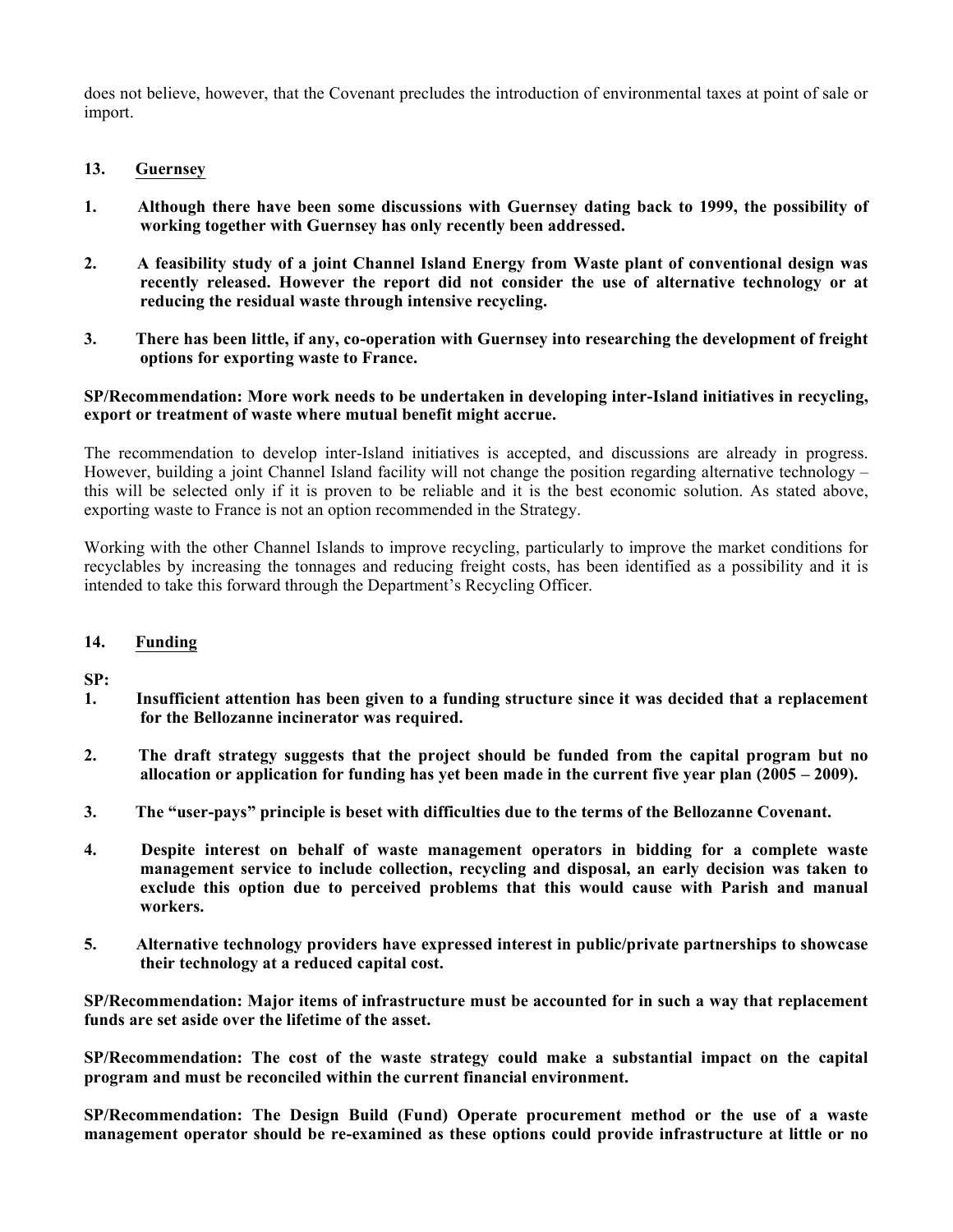does not believe, however, that the Covenant precludes the introduction of environmental taxes at point of sale or import.

## 13. Guernsey

1. **Although there have been some discussions with Guernsey dating back to 1999, the possibility of working together with Guernsey has only recently been addressed.**

2. **A feasibility study of a joint Channel Island Energy from Waste plant of conventional design was recently released. However the report did not consider the use of alternative technology or at reducing the residual waste through intensive recycling.**

3. **There has been little, if any, co-operation with Guernsey into researching the development of freight options for exporting waste to France.**

**SP/Recommendation: More work needs to be undertaken in developing inter-Island initiatives in recycling, export or treatment of waste where mutual benefit might accrue.**

The recommendation to develop inter-Island initiatives is accepted, and discussions are already in progress. However, building a joint Channel Island facility will not change the position regarding alternative technology – this will be selected only if it is proven to be reliable and it is the best economic solution. As stated above, exporting waste to France is not an option recommended in the Strategy.

Working with the other Channel Islands to improve recycling, particularly to improve the market conditions for recyclables by increasing the tonnages and reducing freight costs, has been identified as a possibility and it is intended to take this forward through the Department's Recycling Officer.

## 14. Funding

**SP:**

1. **Insufficient attention has been given to a funding structure since it was decided that a replacement for the Bellozanne incinerator was required.**

2. **The draft strategy suggests that the project should be funded from the capital program but no allocation or application for funding has yet been made in the current five year plan (2005 – 2009).**

3. **The "user-pays" principle is beset with difficulties due to the terms of the Bellozanne Covenant.**

4. **Despite interest on behalf of waste management operators in bidding for a complete waste management service to include collection, recycling and disposal, an early decision was taken to exclude this option due to perceived problems that this would cause with Parish and manual workers.**

5. **Alternative technology providers have expressed interest in public/private partnerships to showcase their technology at a reduced capital cost.**

**SP/Recommendation: Major items of infrastructure must be accounted for in such a way that replacement funds are set aside over the lifetime of the asset.**

**SP/Recommendation: The cost of the waste strategy could make a substantial impact on the capital program and must be reconciled within the current financial environment.**

**SP/Recommendation: The Design Build (Fund) Operate procurement method or the use of a waste management operator should be re-examined as these options could provide infrastructure at little or no**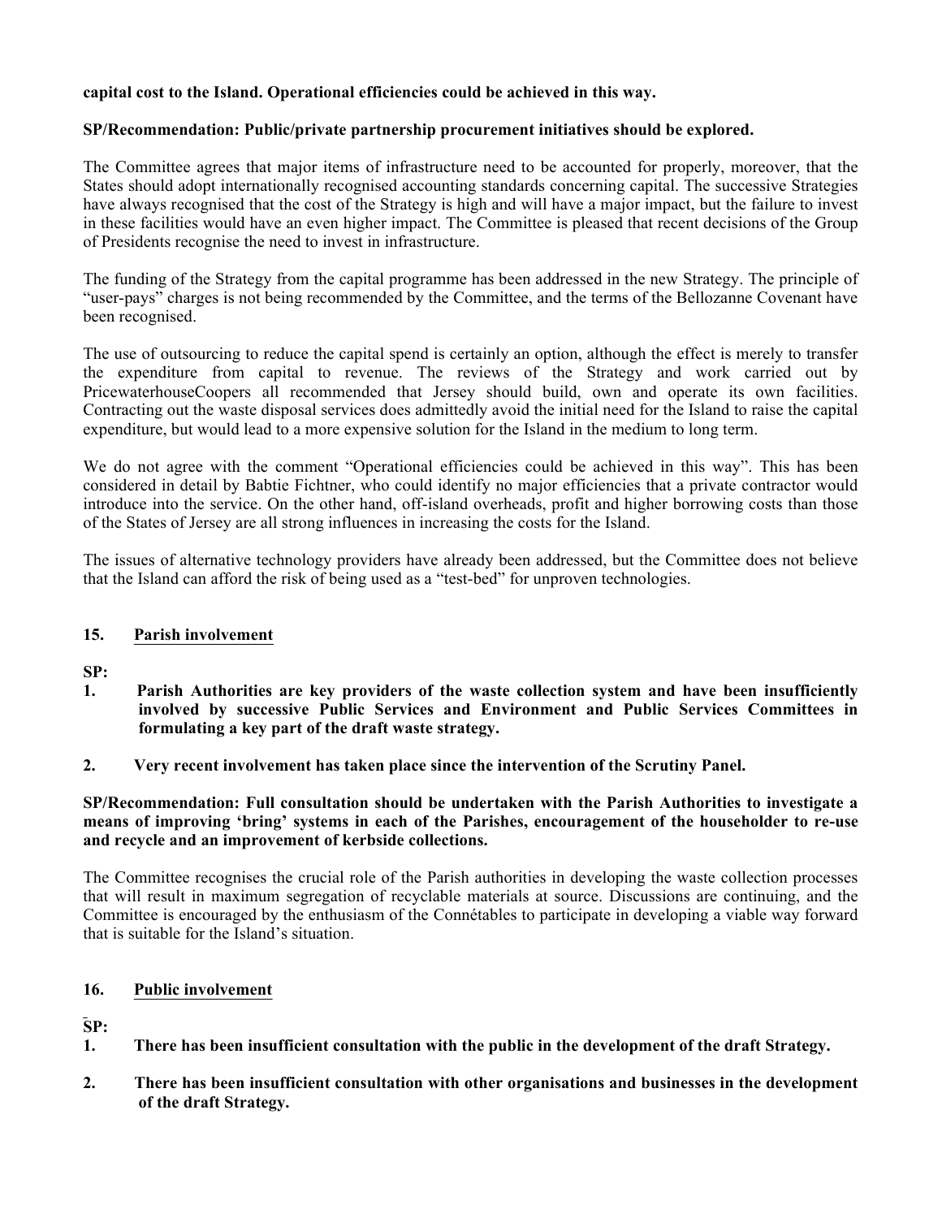**capital cost to the Island. Operational efficiencies could be achieved in this way.**

**SP/Recommendation: Public/private partnership procurement initiatives should be explored.**

The Committee agrees that major items of infrastructure need to be accounted for properly, moreover, that the States should adopt internationally recognised accounting standards concerning capital. The successive Strategies have always recognised that the cost of the Strategy is high and will have a major impact, but the failure to invest in these facilities would have an even higher impact. The Committee is pleased that recent decisions of the Group of Presidents recognise the need to invest in infrastructure.

The funding of the Strategy from the capital programme has been addressed in the new Strategy. The principle of "user-pays" charges is not being recommended by the Committee, and the terms of the Bellozanne Covenant have been recognised.

The use of outsourcing to reduce the capital spend is certainly an option, although the effect is merely to transfer the expenditure from capital to revenue. The reviews of the Strategy and work carried out by PricewaterhouseCoopers all recommended that Jersey should build, own and operate its own facilities. Contracting out the waste disposal services does admittedly avoid the initial need for the Island to raise the capital expenditure, but would lead to a more expensive solution for the Island in the medium to long term.

We do not agree with the comment "Operational efficiencies could be achieved in this way". This has been considered in detail by Babtie Fichtner, who could identify no major efficiencies that a private contractor would introduce into the service. On the other hand, off-island overheads, profit and higher borrowing costs than those of the States of Jersey are all strong influences in increasing the costs for the Island.

The issues of alternative technology providers have already been addressed, but the Committee does not believe that the Island can afford the risk of being used as a "test-bed" for unproven technologies.

## 15. Parish involvement

**SP:**

1. **Parish Authorities are key providers of the waste collection system and have been insufficiently involved by successive Public Services and Environment and Public Services Committees in formulating a key part of the draft waste strategy.**

2. **Very recent involvement has taken place since the intervention of the Scrutiny Panel.**

**SP/Recommendation: Full consultation should be undertaken with the Parish Authorities to investigate a means of improving 'bring' systems in each of the Parishes, encouragement of the householder to re-use and recycle and an improvement of kerbside collections.**

The Committee recognises the crucial role of the Parish authorities in developing the waste collection processes that will result in maximum segregation of recyclable materials at source. Discussions are continuing, and the Committee is encouraged by the enthusiasm of the Connétables to participate in developing a viable way forward that is suitable for the Island's situation.

## 16. Public involvement

**SP:**

1. **There has been insufficient consultation with the public in the development of the draft Strategy.**

2. **There has been insufficient consultation with other organisations and businesses in the development of the draft Strategy.**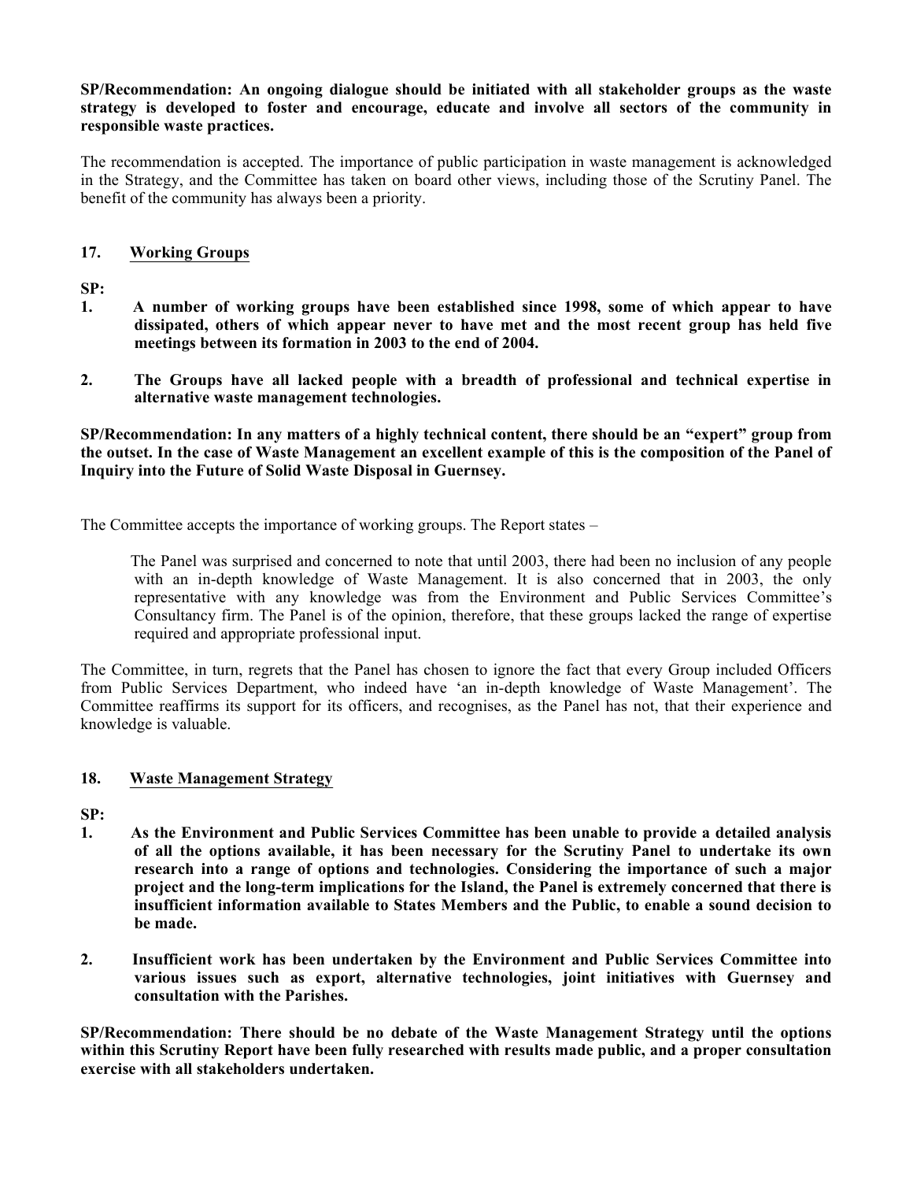**SP/Recommendation: An ongoing dialogue should be initiated with all stakeholder groups as the waste strategy is developed to foster and encourage, educate and involve all sectors of the community in responsible waste practices.**

The recommendation is accepted. The importance of public participation in waste management is acknowledged in the Strategy, and the Committee has taken on board other views, including those of the Scrutiny Panel. The benefit of the community has always been a priority.

## 17. Working Groups

**SP:**

1. **A number of working groups have been established since 1998, some of which appear to have dissipated, others of which appear never to have met and the most recent group has held five meetings between its formation in 2003 to the end of 2004.**

2. **The Groups have all lacked people with a breadth of professional and technical expertise in alternative waste management technologies.**

**SP/Recommendation: In any matters of a highly technical content, there should be an "expert" group from the outset. In the case of Waste Management an excellent example of this is the composition of the Panel of Inquiry into the Future of Solid Waste Disposal in Guernsey.**

The Committee accepts the importance of working groups. The Report states –

> The Panel was surprised and concerned to note that until 2003, there had been no inclusion of any people with an in-depth knowledge of Waste Management. It is also concerned that in 2003, the only representative with any knowledge was from the Environment and Public Services Committee's Consultancy firm. The Panel is of the opinion, therefore, that these groups lacked the range of expertise required and appropriate professional input.

The Committee, in turn, regrets that the Panel has chosen to ignore the fact that every Group included Officers from Public Services Department, who indeed have 'an in-depth knowledge of Waste Management'. The Committee reaffirms its support for its officers, and recognises, as the Panel has not, that their experience and knowledge is valuable.

## 18. Waste Management Strategy

**SP:**

1. **As the Environment and Public Services Committee has been unable to provide a detailed analysis of all the options available, it has been necessary for the Scrutiny Panel to undertake its own research into a range of options and technologies. Considering the importance of such a major project and the long-term implications for the Island, the Panel is extremely concerned that there is insufficient information available to States Members and the Public, to enable a sound decision to be made.**

2. **Insufficient work has been undertaken by the Environment and Public Services Committee into various issues such as export, alternative technologies, joint initiatives with Guernsey and consultation with the Parishes.**

**SP/Recommendation: There should be no debate of the Waste Management Strategy until the options within this Scrutiny Report have been fully researched with results made public, and a proper consultation exercise with all stakeholders undertaken.**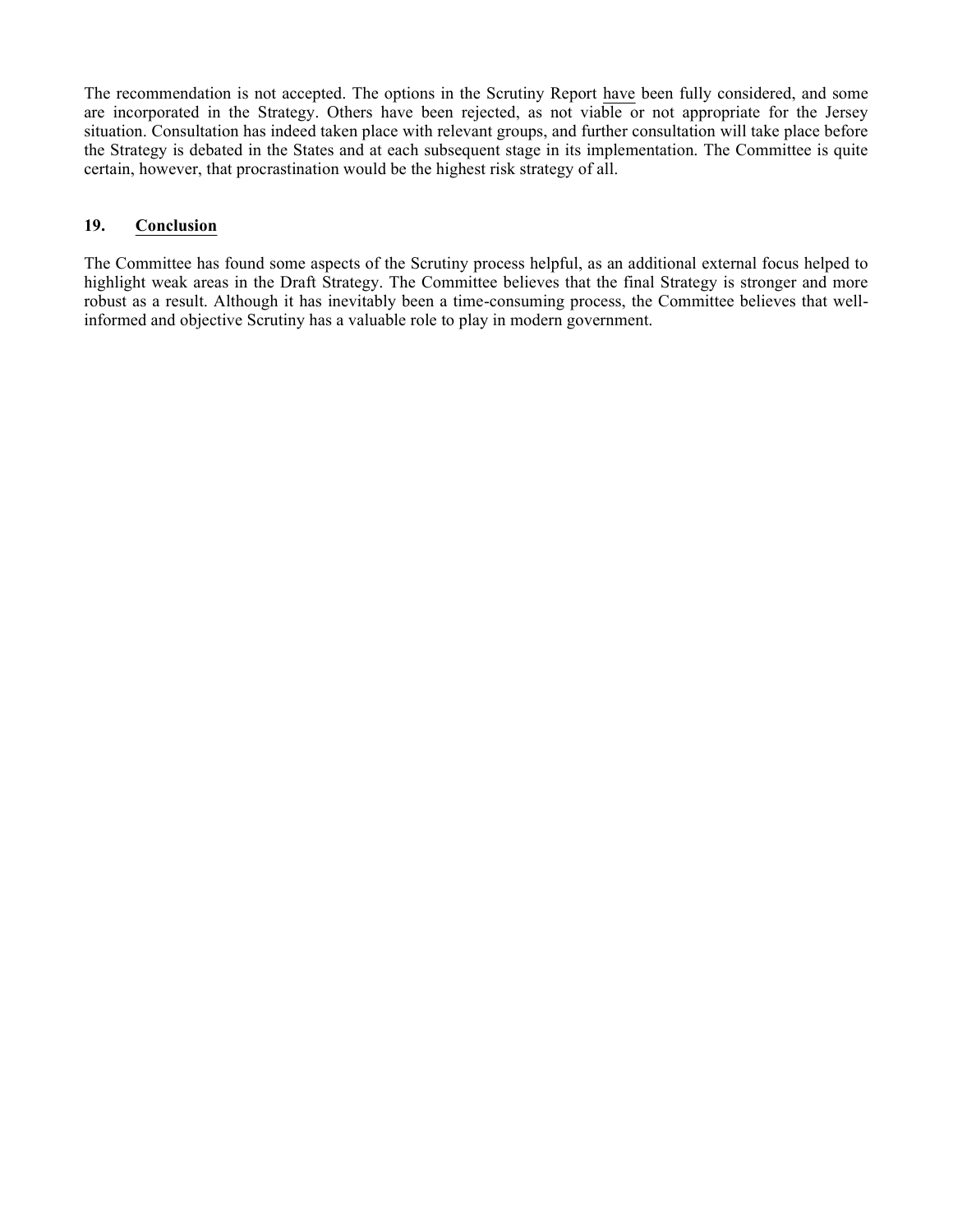The recommendation is not accepted. The options in the Scrutiny Report <u>have</u> been fully considered, and some are incorporated in the Strategy. Others have been rejected, as not viable or not appropriate for the Jersey situation. Consultation has indeed taken place with relevant groups, and further consultation will take place before the Strategy is debated in the States and at each subsequent stage in its implementation. The Committee is quite certain, however, that procrastination would be the highest risk strategy of all.

## 19. <u>Conclusion</u>

The Committee has found some aspects of the Scrutiny process helpful, as an additional external focus helped to highlight weak areas in the Draft Strategy. The Committee believes that the final Strategy is stronger and more robust as a result. Although it has inevitably been a time-consuming process, the Committee believes that well-informed and objective Scrutiny has a valuable role to play in modern government.